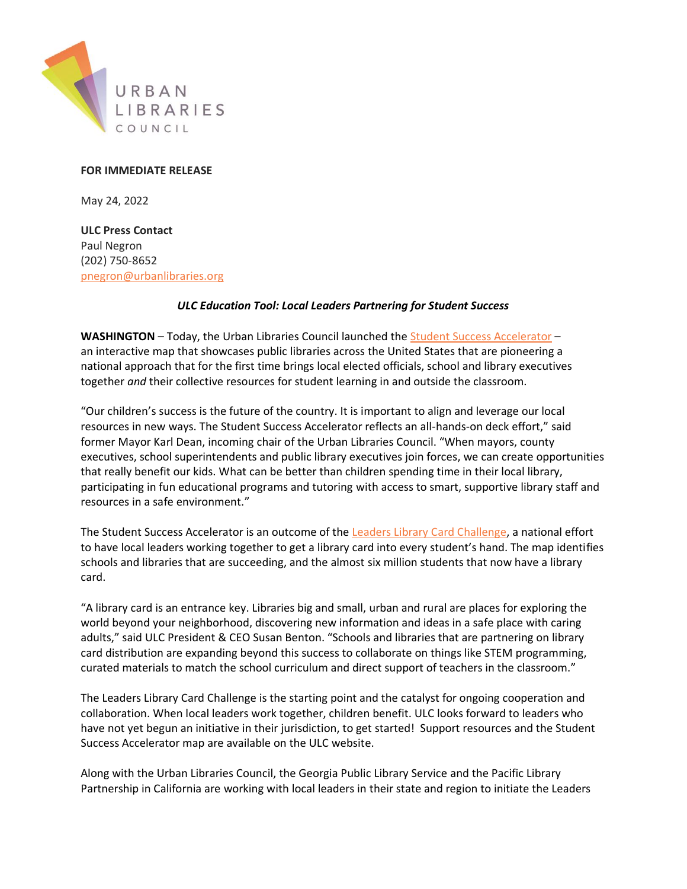URBAN LIBRARIES COUNCIL

**FOR IMMEDIATE RELEASE**

May 24, 2022

**ULC Press Contact**
Paul Negron
(202) 750-8652
pnegron@urbanlibraries.org

***ULC Education Tool: Local Leaders Partnering for Student Success***

**WASHINGTON** – Today, the Urban Libraries Council launched the Student Success Accelerator – an interactive map that showcases public libraries across the United States that are pioneering a national approach that for the first time brings local elected officials, school and library executives together *and* their collective resources for student learning in and outside the classroom.

"Our children's success is the future of the country. It is important to align and leverage our local resources in new ways. The Student Success Accelerator reflects an all-hands-on deck effort," said former Mayor Karl Dean, incoming chair of the Urban Libraries Council. "When mayors, county executives, school superintendents and public library executives join forces, we can create opportunities that really benefit our kids. What can be better than children spending time in their local library, participating in fun educational programs and tutoring with access to smart, supportive library staff and resources in a safe environment."

The Student Success Accelerator is an outcome of the Leaders Library Card Challenge, a national effort to have local leaders working together to get a library card into every student's hand. The map identifies schools and libraries that are succeeding, and the almost six million students that now have a library card.

"A library card is an entrance key. Libraries big and small, urban and rural are places for exploring the world beyond your neighborhood, discovering new information and ideas in a safe place with caring adults," said ULC President & CEO Susan Benton. "Schools and libraries that are partnering on library card distribution are expanding beyond this success to collaborate on things like STEM programming, curated materials to match the school curriculum and direct support of teachers in the classroom."

The Leaders Library Card Challenge is the starting point and the catalyst for ongoing cooperation and collaboration. When local leaders work together, children benefit. ULC looks forward to leaders who have not yet begun an initiative in their jurisdiction, to get started! Support resources and the Student Success Accelerator map are available on the ULC website.

Along with the Urban Libraries Council, the Georgia Public Library Service and the Pacific Library Partnership in California are working with local leaders in their state and region to initiate the Leaders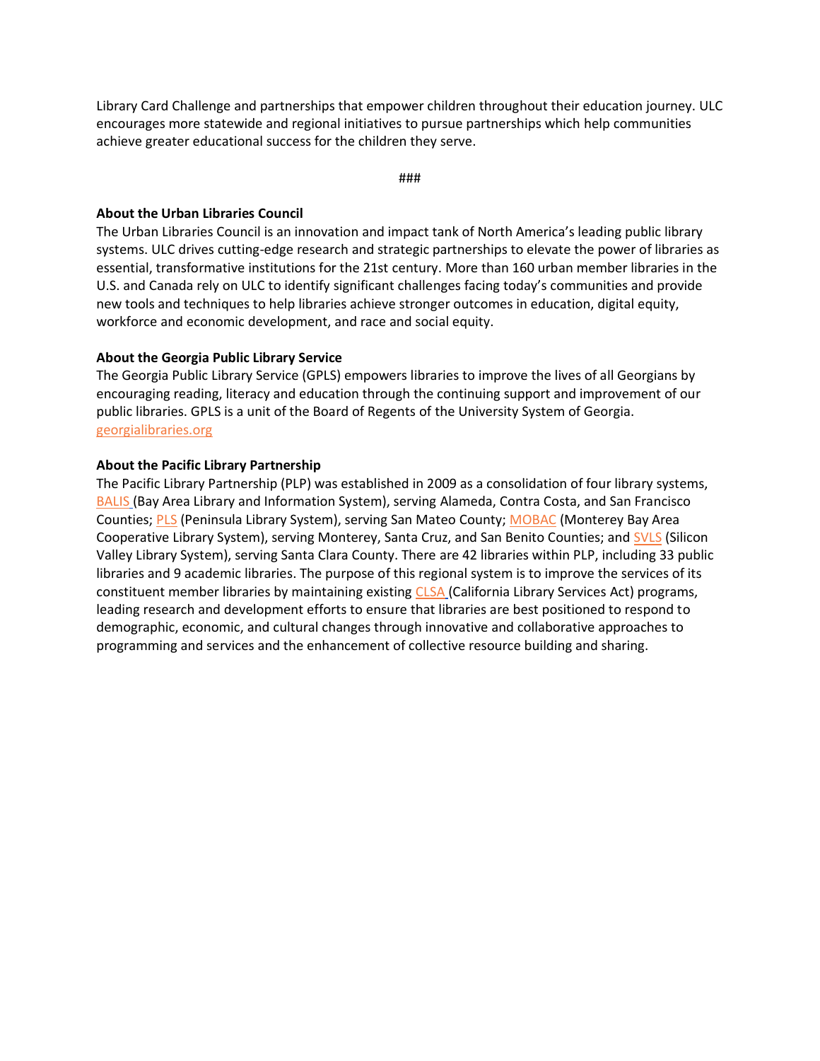Library Card Challenge and partnerships that empower children throughout their education journey. ULC encourages more statewide and regional initiatives to pursue partnerships which help communities achieve greater educational success for the children they serve.

###

**About the Urban Libraries Council**

The Urban Libraries Council is an innovation and impact tank of North America's leading public library systems. ULC drives cutting-edge research and strategic partnerships to elevate the power of libraries as essential, transformative institutions for the 21st century. More than 160 urban member libraries in the U.S. and Canada rely on ULC to identify significant challenges facing today's communities and provide new tools and techniques to help libraries achieve stronger outcomes in education, digital equity, workforce and economic development, and race and social equity.

**About the Georgia Public Library Service**

The Georgia Public Library Service (GPLS) empowers libraries to improve the lives of all Georgians by encouraging reading, literacy and education through the continuing support and improvement of our public libraries. GPLS is a unit of the Board of Regents of the University System of Georgia. georgialibraries.org

**About the Pacific Library Partnership**

The Pacific Library Partnership (PLP) was established in 2009 as a consolidation of four library systems, BALIS (Bay Area Library and Information System), serving Alameda, Contra Costa, and San Francisco Counties; PLS (Peninsula Library System), serving San Mateo County; MOBAC (Monterey Bay Area Cooperative Library System), serving Monterey, Santa Cruz, and San Benito Counties; and SVLS (Silicon Valley Library System), serving Santa Clara County. There are 42 libraries within PLP, including 33 public libraries and 9 academic libraries. The purpose of this regional system is to improve the services of its constituent member libraries by maintaining existing CLSA (California Library Services Act) programs, leading research and development efforts to ensure that libraries are best positioned to respond to demographic, economic, and cultural changes through innovative and collaborative approaches to programming and services and the enhancement of collective resource building and sharing.